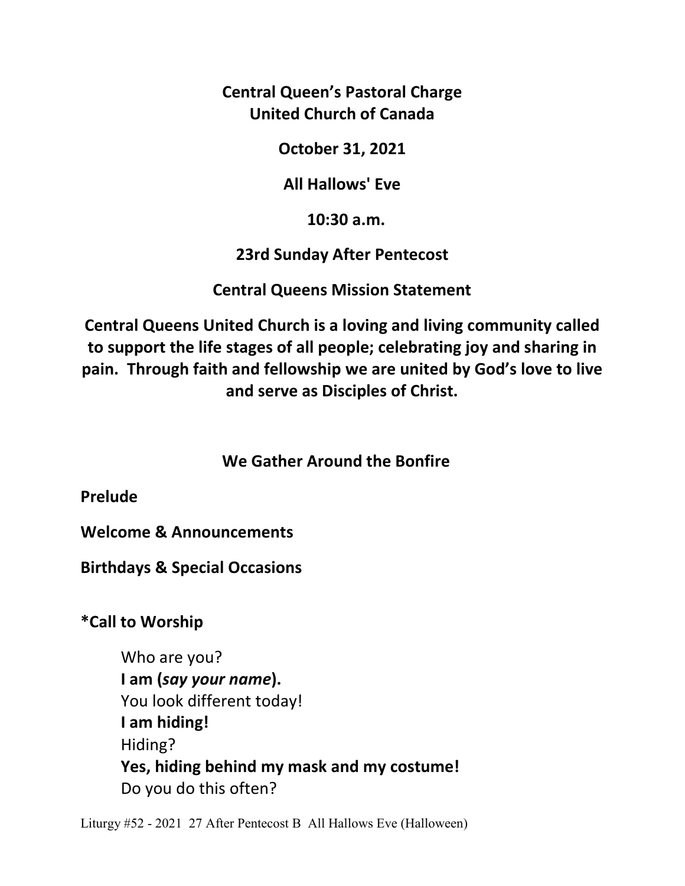# Central Queen's Pastoral Charge
# United Church of Canada

**October 31, 2021**

**All Hallows' Eve**

**10:30 a.m.**

**23rd Sunday After Pentecost**

## Central Queens Mission Statement

**Central Queens United Church is a loving and living community called to support the life stages of all people; celebrating joy and sharing in pain. Through faith and fellowship we are united by God's love to live and serve as Disciples of Christ.**

## We Gather Around the Bonfire

**Prelude**

**Welcome & Announcements**

**Birthdays & Special Occasions**

**\*Call to Worship**

Who are you?
**I am (*say your name*).**
You look different today!
**I am hiding!**
Hiding?
**Yes, hiding behind my mask and my costume!**
Do you do this often?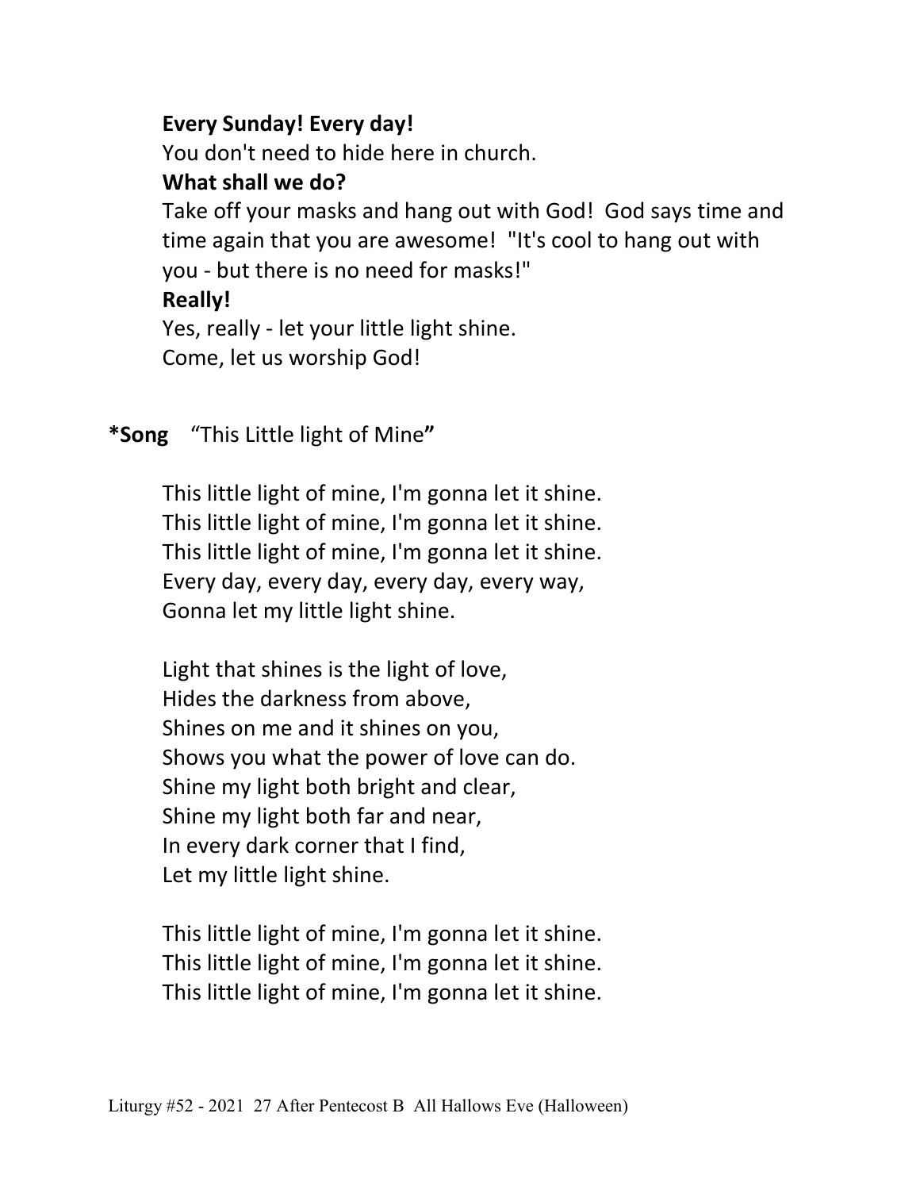**Every Sunday! Every day!**

You don't need to hide here in church.

**What shall we do?**

Take off your masks and hang out with God! God says time and time again that you are awesome! "It's cool to hang out with you - but there is no need for masks!"

**Really!**

Yes, really - let your little light shine.

Come, let us worship God!

**\*Song** "This Little light of Mine**"**

This little light of mine, I'm gonna let it shine.
This little light of mine, I'm gonna let it shine.
This little light of mine, I'm gonna let it shine.
Every day, every day, every day, every way,
Gonna let my little light shine.

Light that shines is the light of love,
Hides the darkness from above,
Shines on me and it shines on you,
Shows you what the power of love can do.
Shine my light both bright and clear,
Shine my light both far and near,
In every dark corner that I find,
Let my little light shine.

This little light of mine, I'm gonna let it shine.
This little light of mine, I'm gonna let it shine.
This little light of mine, I'm gonna let it shine.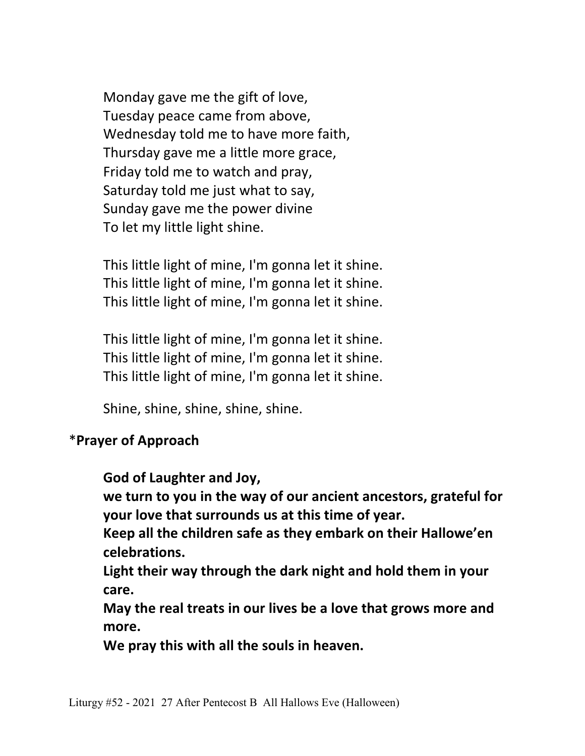Monday gave me the gift of love,
Tuesday peace came from above,
Wednesday told me to have more faith,
Thursday gave me a little more grace,
Friday told me to watch and pray,
Saturday told me just what to say,
Sunday gave me the power divine
To let my little light shine.

This little light of mine, I'm gonna let it shine.
This little light of mine, I'm gonna let it shine.
This little light of mine, I'm gonna let it shine.

This little light of mine, I'm gonna let it shine.
This little light of mine, I'm gonna let it shine.
This little light of mine, I'm gonna let it shine.

Shine, shine, shine, shine, shine.

*__Prayer of Approach__

**God of Laughter and Joy,**
**we turn to you in the way of our ancient ancestors, grateful for your love that surrounds us at this time of year.**
**Keep all the children safe as they embark on their Hallowe'en celebrations.**
**Light their way through the dark night and hold them in your care.**
**May the real treats in our lives be a love that grows more and more.**
**We pray this with all the souls in heaven.**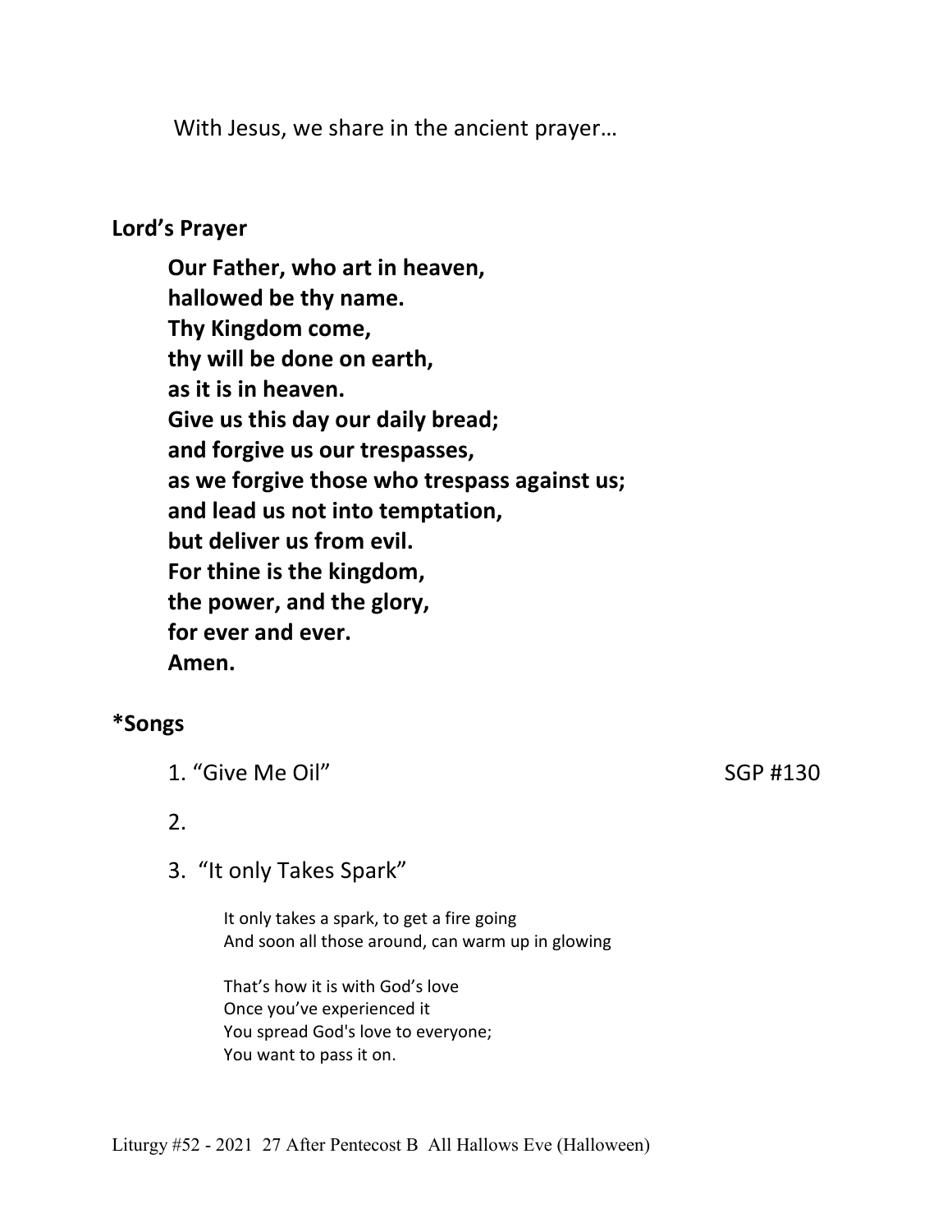With Jesus, we share in the ancient prayer…

**Lord's Prayer**

**Our Father, who art in heaven,**
**hallowed be thy name.**
**Thy Kingdom come,**
**thy will be done on earth,**
**as it is in heaven.**
**Give us this day our daily bread;**
**and forgive us our trespasses,**
**as we forgive those who trespass against us;**
**and lead us not into temptation,**
**but deliver us from evil.**
**For thine is the kingdom,**
**the power, and the glory,**
**for ever and ever.**
**Amen.**

**\*Songs**

1. "Give Me Oil" SGP #130

2.

3. "It only Takes Spark"

It only takes a spark, to get a fire going
And soon all those around, can warm up in glowing

That's how it is with God's love
Once you've experienced it
You spread God's love to everyone;
You want to pass it on.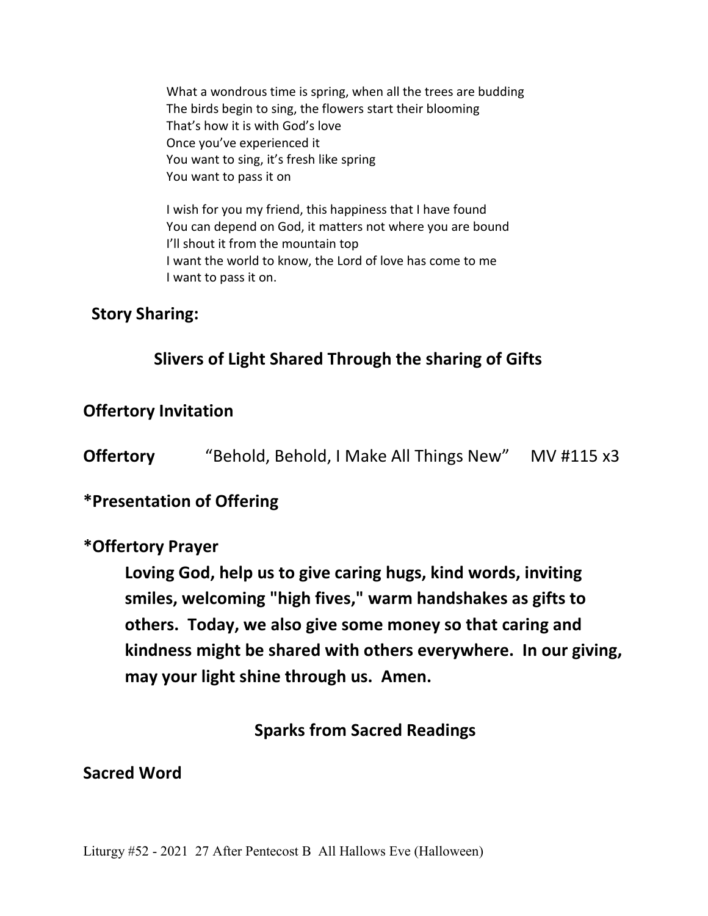What a wondrous time is spring, when all the trees are budding
The birds begin to sing, the flowers start their blooming
That's how it is with God's love
Once you've experienced it
You want to sing, it's fresh like spring
You want to pass it on

I wish for you my friend, this happiness that I have found
You can depend on God, it matters not where you are bound
I'll shout it from the mountain top
I want the world to know, the Lord of love has come to me
I want to pass it on.

**Story Sharing:**

## Slivers of Light Shared Through the sharing of Gifts

**Offertory Invitation**

**Offertory** "Behold, Behold, I Make All Things New" MV #115 x3

***Presentation of Offering**

***Offertory Prayer**

**Loving God, help us to give caring hugs, kind words, inviting smiles, welcoming "high fives," warm handshakes as gifts to others. Today, we also give some money so that caring and kindness might be shared with others everywhere. In our giving, may your light shine through us. Amen.**

## Sparks from Sacred Readings

**Sacred Word**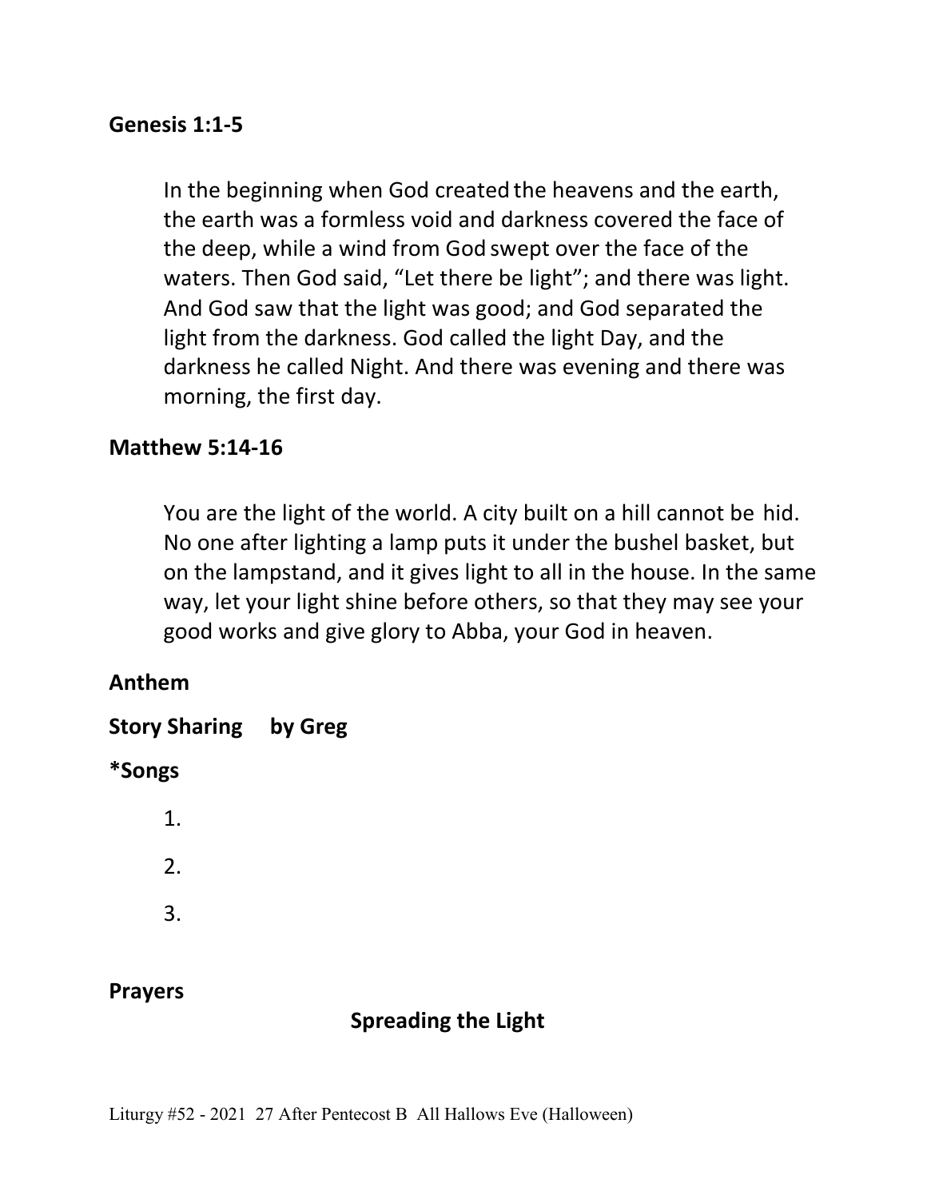**Genesis 1:1-5**

In the beginning when God created the heavens and the earth, the earth was a formless void and darkness covered the face of the deep, while a wind from God swept over the face of the waters. Then God said, “Let there be light”; and there was light. And God saw that the light was good; and God separated the light from the darkness. God called the light Day, and the darkness he called Night. And there was evening and there was morning, the first day.

**Matthew 5:14-16**

You are the light of the world. A city built on a hill cannot be hid. No one after lighting a lamp puts it under the bushel basket, but on the lampstand, and it gives light to all in the house. In the same way, let your light shine before others, so that they may see your good works and give glory to Abba, your God in heaven.

**Anthem**

**Story Sharing by Greg**

***Songs**

1.

2.

3.

**Prayers**

**Spreading the Light**

Liturgy #52 - 2021 27 After Pentecost B All Hallows Eve (Halloween)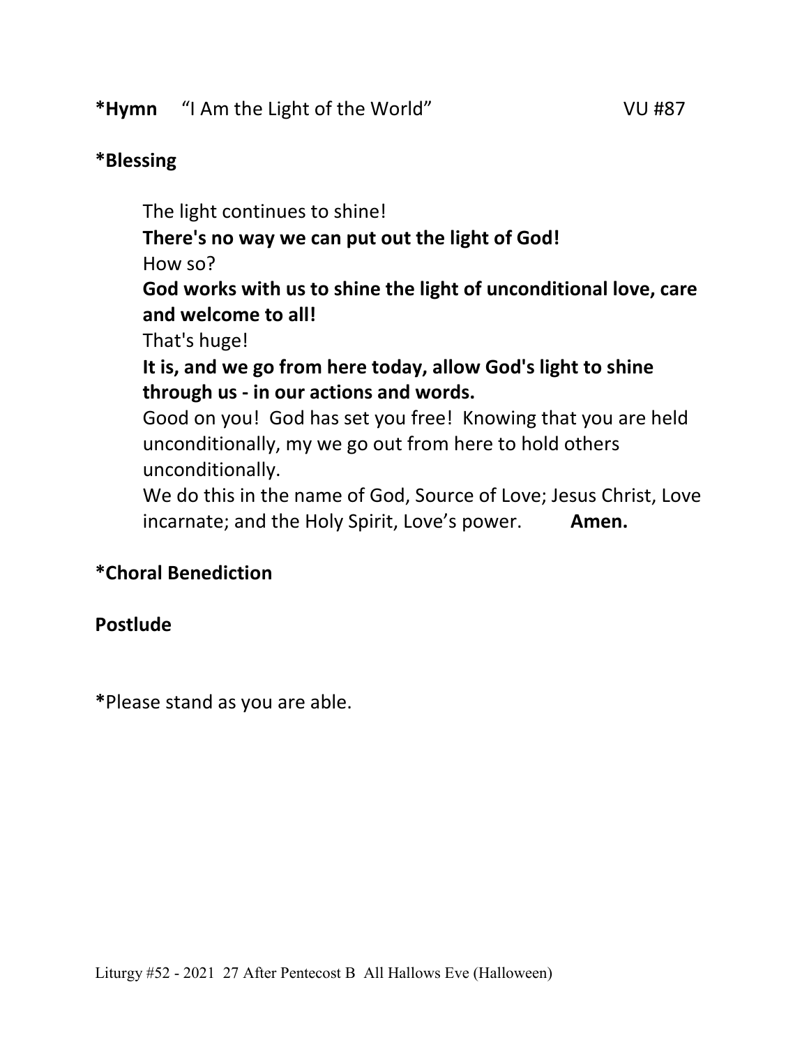**\*Hymn** "I Am the Light of the World" VU #87

**\*Blessing**

The light continues to shine!
**There's no way we can put out the light of God!**
How so?
**God works with us to shine the light of unconditional love, care and welcome to all!**
That's huge!
**It is, and we go from here today, allow God's light to shine through us - in our actions and words.**
Good on you! God has set you free! Knowing that you are held unconditionally, my we go out from here to hold others unconditionally.
We do this in the name of God, Source of Love; Jesus Christ, Love incarnate; and the Holy Spirit, Love's power. **Amen.**

**\*Choral Benediction**

**Postlude**

**\***Please stand as you are able.